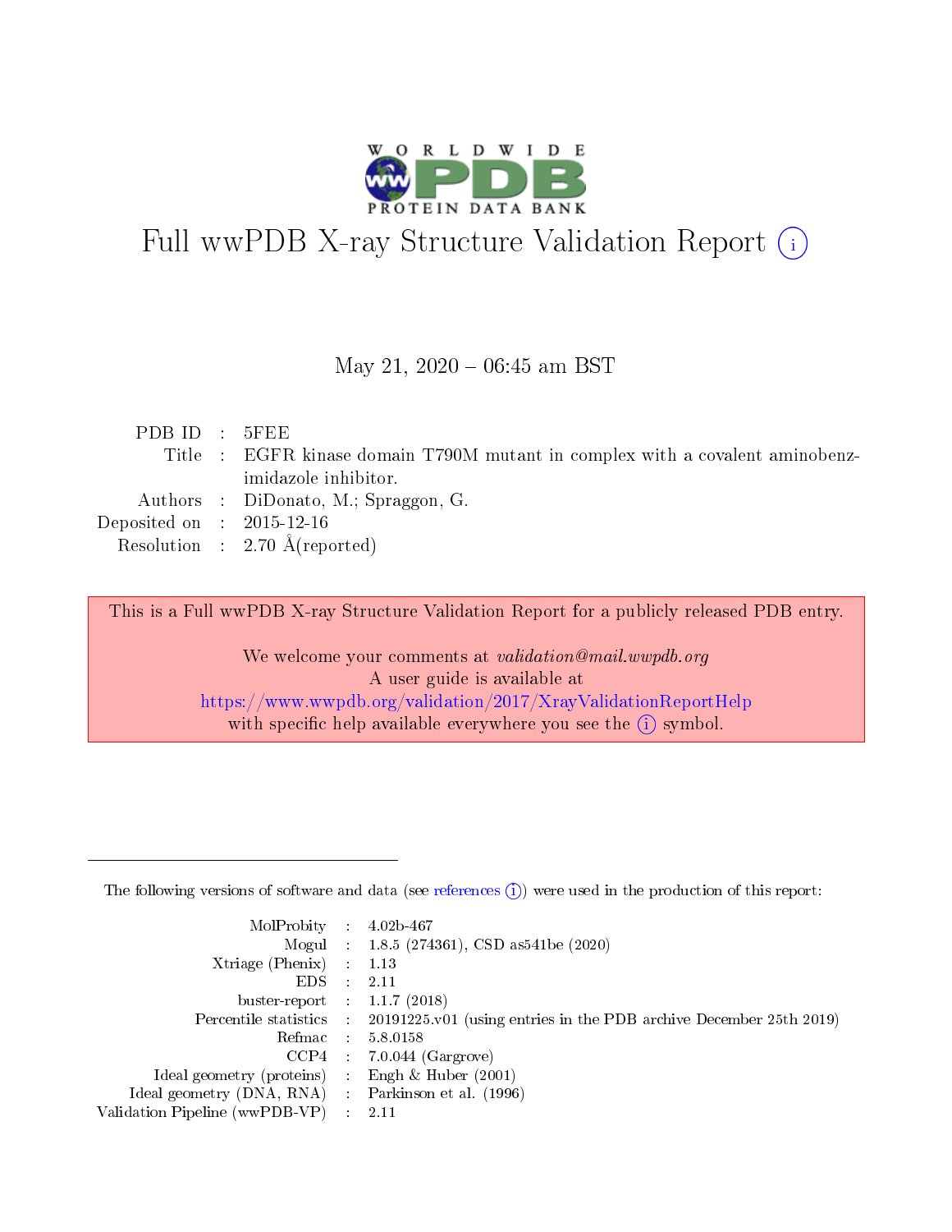# Full wwPDB X-ray Structure Validation Report (i)

May 21, 2020 – 06:45 am BST

| | | |
|---|---|---|
| PDB ID | : | 5FEE |
| Title | : | EGFR kinase domain T790M mutant in complex with a covalent aminobenzimidazole inhibitor. |
| Authors | : | DiDonato, M.; Spraggon, G. |
| Deposited on | : | 2015-12-16 |
| Resolution | : | 2.70 Å(reported) |

This is a Full wwPDB X-ray Structure Validation Report for a publicly released PDB entry.

We welcome your comments at *validation@mail.wwpdb.org*
A user guide is available at
https://www.wwpdb.org/validation/2017/XrayValidationReportHelp
with specific help available everywhere you see the (i) symbol.

---

The following versions of software and data (see references (i)) were used in the production of this report:

| | | |
|---|---|---|
| MolProbity | : | 4.02b-467 |
| Mogul | : | 1.8.5 (274361), CSD as541be (2020) |
| Xtriage (Phenix) | : | 1.13 |
| EDS | : | 2.11 |
| buster-report | : | 1.1.7 (2018) |
| Percentile statistics | : | 20191225.v01 (using entries in the PDB archive December 25th 2019) |
| Refmac | : | 5.8.0158 |
| CCP4 | : | 7.0.044 (Gargrove) |
| Ideal geometry (proteins) | : | Engh & Huber (2001) |
| Ideal geometry (DNA, RNA) | : | Parkinson et al. (1996) |
| Validation Pipeline (wwPDB-VP) | : | 2.11 |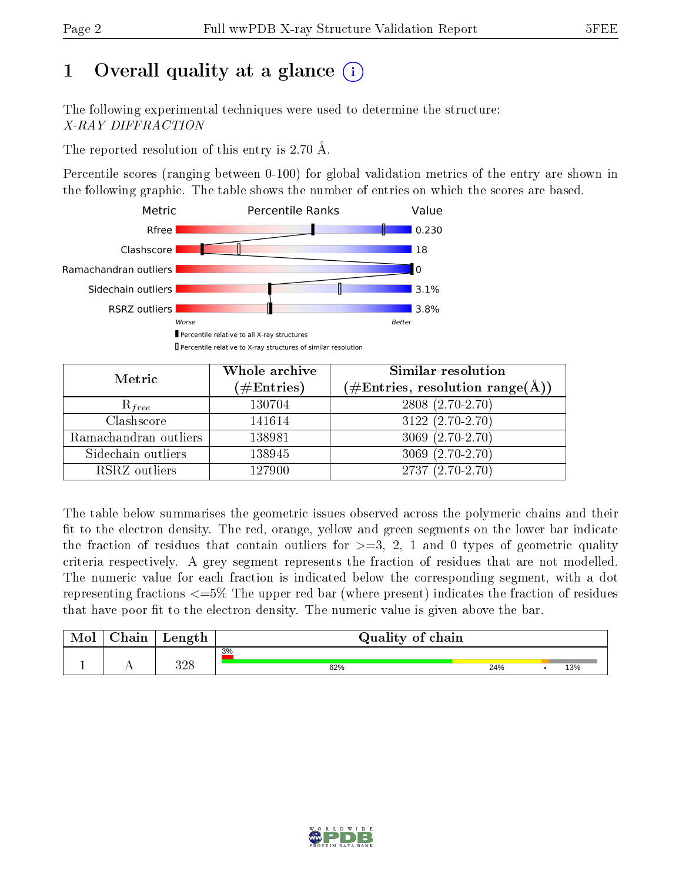# 1 Overall quality at a glance (i)

The following experimental techniques were used to determine the structure:
*X-RAY DIFFRACTION*

The reported resolution of this entry is 2.70 Å.

Percentile scores (ranging between 0-100) for global validation metrics of the entry are shown in the following graphic. The table shows the number of entries on which the scores are based.

| Metric | Value |
|---|---|
| Rfree | 0.230 |
| Clashscore | 18 |
| Ramachandran outliers | 0 |
| Sidechain outliers | 3.1% |
| RSRZ outliers | 3.8% |

Worse — Better

▮ Percentile relative to all X-ray structures
▯ Percentile relative to X-ray structures of similar resolution

| Metric | Whole archive (#Entries) | Similar resolution (#Entries, resolution range(Å)) |
|---|---|---|
| $R_{free}$ | 130704 | 2808 (2.70-2.70) |
| Clashscore | 141614 | 3122 (2.70-2.70) |
| Ramachandran outliers | 138981 | 3069 (2.70-2.70) |
| Sidechain outliers | 138945 | 3069 (2.70-2.70) |
| RSRZ outliers | 127900 | 2737 (2.70-2.70) |

The table below summarises the geometric issues observed across the polymeric chains and their fit to the electron density. The red, orange, yellow and green segments on the lower bar indicate the fraction of residues that contain outliers for >=3, 2, 1 and 0 types of geometric quality criteria respectively. A grey segment represents the fraction of residues that are not modelled. The numeric value for each fraction is indicated below the corresponding segment, with a dot representing fractions <=5% The upper red bar (where present) indicates the fraction of residues that have poor fit to the electron density. The numeric value is given above the bar.

| Mol | Chain | Length | Quality of chain |
|---|---|---|---|
| 1 | A | 328 | 3% (poor fit); 62%, 24%, •, 13% |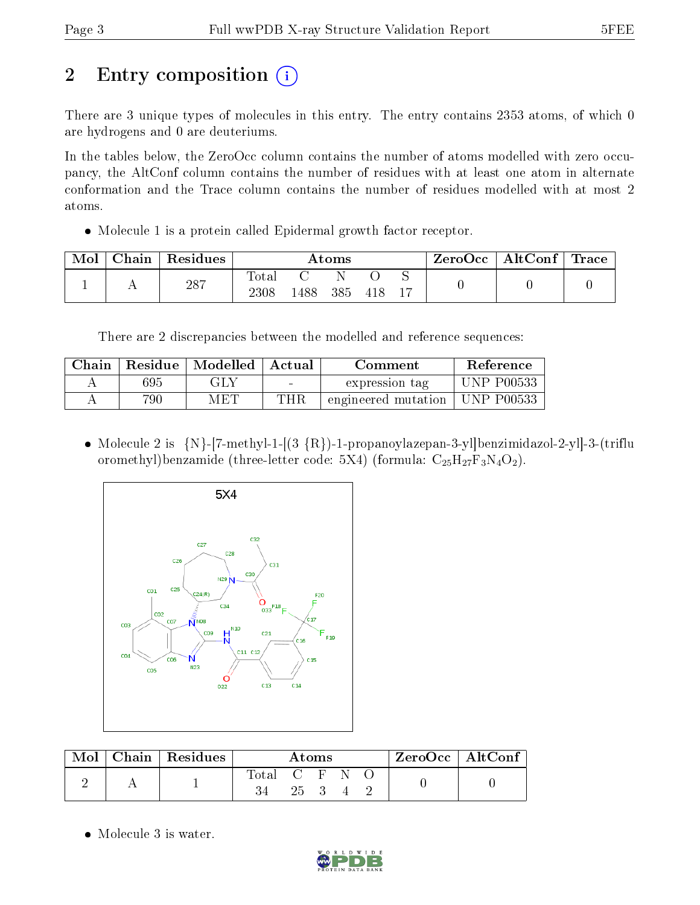# 2 Entry composition

There are 3 unique types of molecules in this entry. The entry contains 2353 atoms, of which 0 are hydrogens and 0 are deuteriums.

In the tables below, the ZeroOcc column contains the number of atoms modelled with zero occupancy, the AltConf column contains the number of residues with at least one atom in alternate conformation and the Trace column contains the number of residues modelled with at most 2 atoms.

- Molecule 1 is a protein called Epidermal growth factor receptor.

| Mol | Chain | Residues | Atoms | | | | | ZeroOcc | AltConf | Trace |
|---|---|---|---|---|---|---|---|---|---|---|
| 1 | A | 287 | Total 2308 | C 1488 | N 385 | O 418 | S 17 | 0 | 0 | 0 |

There are 2 discrepancies between the modelled and reference sequences:

| Chain | Residue | Modelled | Actual | Comment | Reference |
|---|---|---|---|---|---|
| A | 695 | GLY | - | expression tag | UNP P00533 |
| A | 790 | MET | THR | engineered mutation | UNP P00533 |

- Molecule 2 is {N}-[7-methyl-1-[(3 {R})-1-propanoylazepan-3-yl]benzimidazol-2-yl]-3-(trifluoromethyl)benzamide (three-letter code: 5X4) (formula: $C_{25}H_{27}F_{3}N_{4}O_{2}$).

| Mol | Chain | Residues | Atoms | | | | | ZeroOcc | AltConf |
|---|---|---|---|---|---|---|---|---|---|
| 2 | A | 1 | Total 34 | C 25 | F 3 | N 4 | O 2 | 0 | 0 |

- Molecule 3 is water.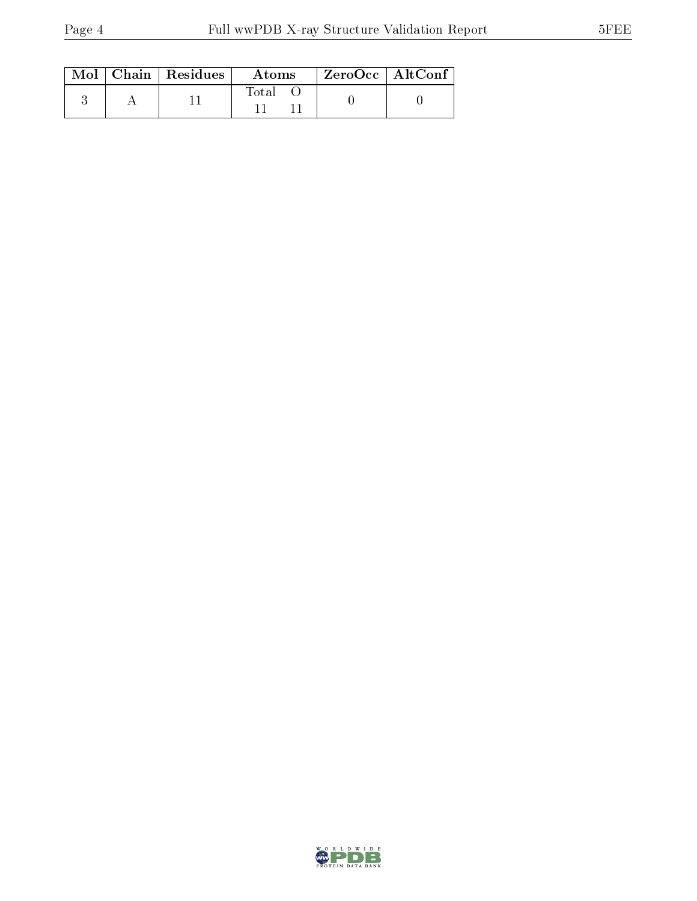| Mol | Chain | Residues | Atoms | | ZeroOcc | AltConf |
|---|---|---|---|---|---|---|
| | | | Total | O | | |
| 3 | A | 11 | 11 | 11 | 0 | 0 |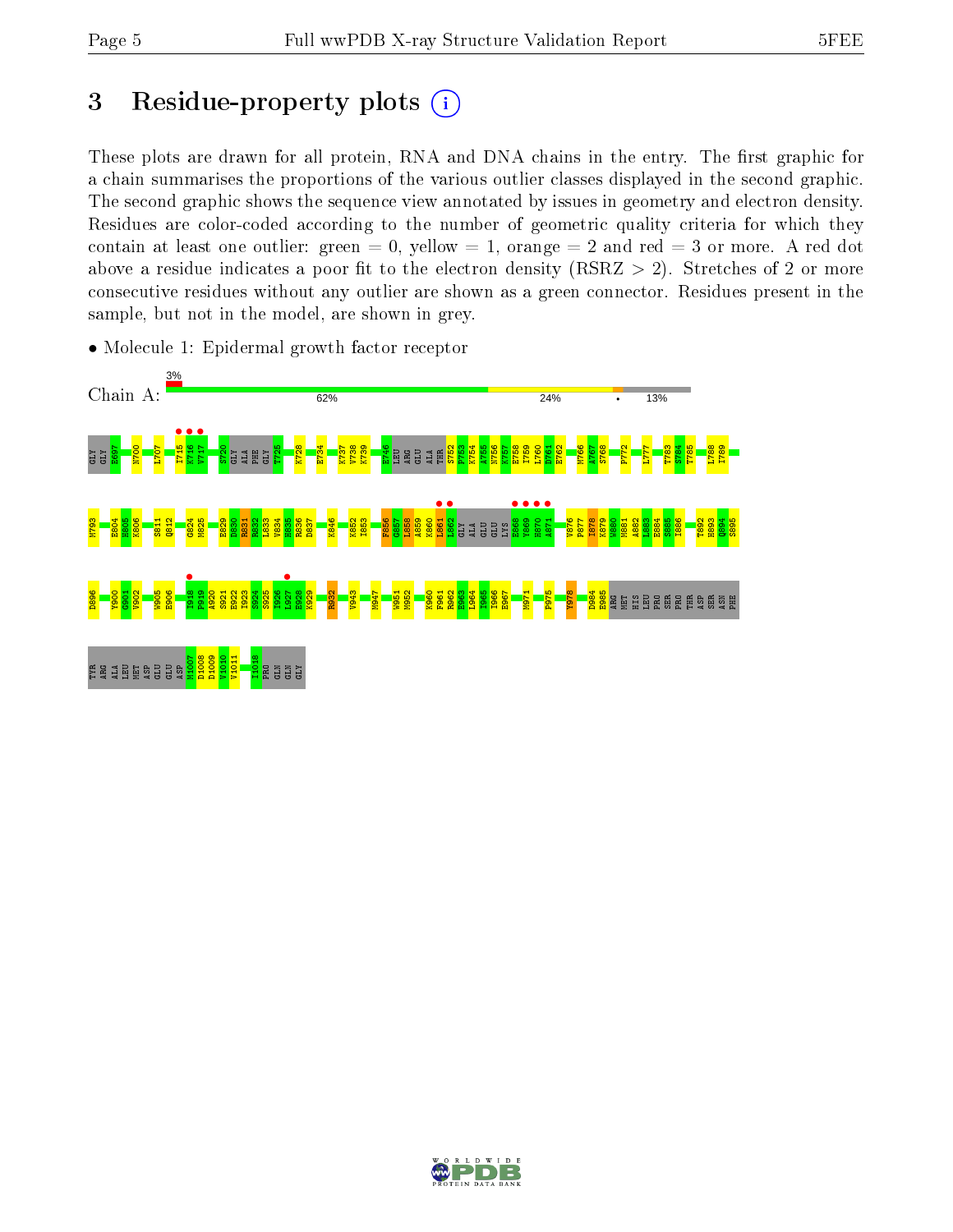# 3 Residue-property plots

These plots are drawn for all protein, RNA and DNA chains in the entry. The first graphic for a chain summarises the proportions of the various outlier classes displayed in the second graphic. The second graphic shows the sequence view annotated by issues in geometry and electron density. Residues are color-coded according to the number of geometric quality criteria for which they contain at least one outlier: green = 0, yellow = 1, orange = 2 and red = 3 or more. A red dot above a residue indicates a poor fit to the electron density (RSRZ > 2). Stretches of 2 or more consecutive residues without any outlier are shown as a green connector. Residues present in the sample, but not in the model, are shown in grey.

- Molecule 1: Epidermal growth factor receptor

Chain A: 3% | 62% | 24% | • | 13%

GLY GLY E697 N700 L707 I715 K716 V717 S720 GLY ALA PHE GLY T725 K728 E734 K737 V738 K739 E746 LEU ARG GLU ALA THR S752 P753 K754 A755 N756 K757 E758 I759 L760 D761 E762 M766 A767 S768 P772 L777 T783 S784 T785 L788 I789 M793 E804 H805 K806 S811 Q812 G824 M825 E829 D830 R831 R832 L833 V834 H835 R836 D837 K846 K852 I853 F856 G857 L858 A859 K860 L861 L862 GLY ALA GLU GLU LYS E868 Y869 H870 A871 V876 P877 I878 K879 W880 M881 A882 L883 E884 S885 I886 T892 H893 Q894 S895 D896 Y900 G901 V902 W905 E906 I918 P919 A920 S921 E922 I923 S924 S925 I926 L927 E928 K929 R932 V943 M947 W951 M952 K960 F961 R962 E963 L964 I965 I966 E967 M971 F975 Y978 D984 E985 ARG MET HIS LEU PRO SER PRO THR ASP SER ASN PHE TYR ARG ALA LEU MET ASP GLU GLU ASP M1007 D1008 D1009 V1010 V1011 I1018 PRO GLN GLN GLY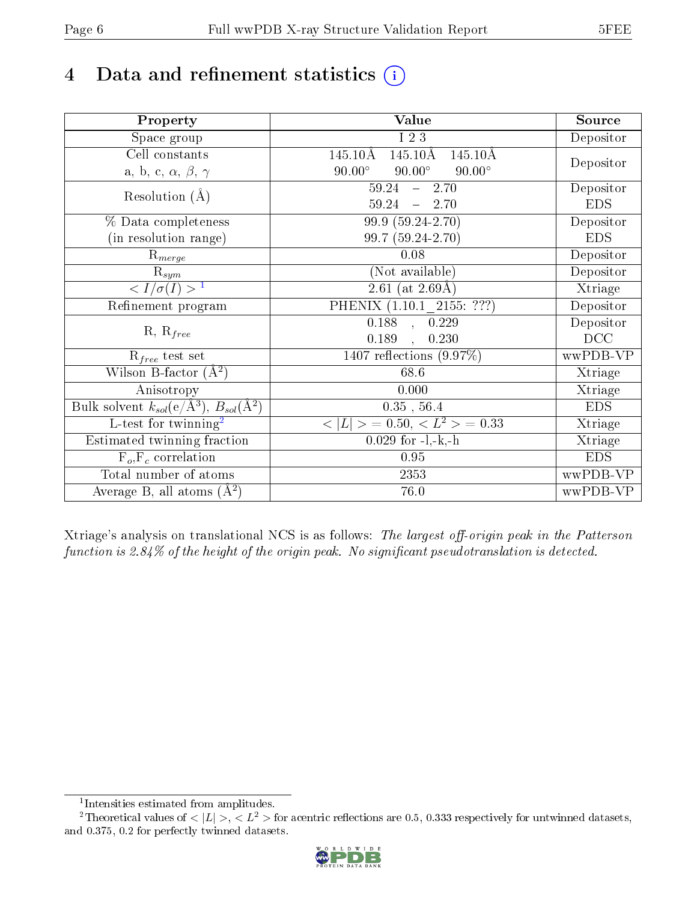# 4 Data and refinement statistics (i)

| Property | Value | Source |
|---|---|---|
| Space group | I 2 3 | Depositor |
| Cell constants<br>a, b, c, $\alpha$, $\beta$, $\gamma$ | 145.10Å 145.10Å 145.10Å<br>90.00° 90.00° 90.00° | Depositor |
| Resolution (Å) | 59.24 – 2.70<br>59.24 – 2.70 | Depositor<br>EDS |
| % Data completeness<br>(in resolution range) | 99.9 (59.24-2.70)<br>99.7 (59.24-2.70) | Depositor<br>EDS |
| $R_{merge}$ | 0.08 | Depositor |
| $R_{sym}$ | (Not available) | Depositor |
| $< I/\sigma(I) >$ [1] | 2.61 (at 2.69Å) | Xtriage |
| Refinement program | PHENIX (1.10.1_2155: ???) | Depositor |
| R, $R_{free}$ | 0.188 , 0.229<br>0.189 , 0.230 | Depositor<br>DCC |
| $R_{free}$ test set | 1407 reflections (9.97%) | wwPDB-VP |
| Wilson B-factor (Å$^2$) | 68.6 | Xtriage |
| Anisotropy | 0.000 | Xtriage |
| Bulk solvent $k_{sol}$(e/Å$^3$), $B_{sol}$(Å$^2$) | 0.35 , 56.4 | EDS |
| L-test for twinning[2] | $< \|L\| > = 0.50$, $< L^2 > = 0.33$ | Xtriage |
| Estimated twinning fraction | 0.029 for -l,-k,-h | Xtriage |
| $F_o$,$F_c$ correlation | 0.95 | EDS |
| Total number of atoms | 2353 | wwPDB-VP |
| Average B, all atoms (Å$^2$) | 76.0 | wwPDB-VP |

Xtriage's analysis on translational NCS is as follows: *The largest off-origin peak in the Patterson function is 2.84% of the height of the origin peak. No significant pseudotranslation is detected.*

[1] Intensities estimated from amplitudes.

[2] Theoretical values of $< |L| >$, $< L^2 >$ for acentric reflections are 0.5, 0.333 respectively for untwinned datasets, and 0.375, 0.2 for perfectly twinned datasets.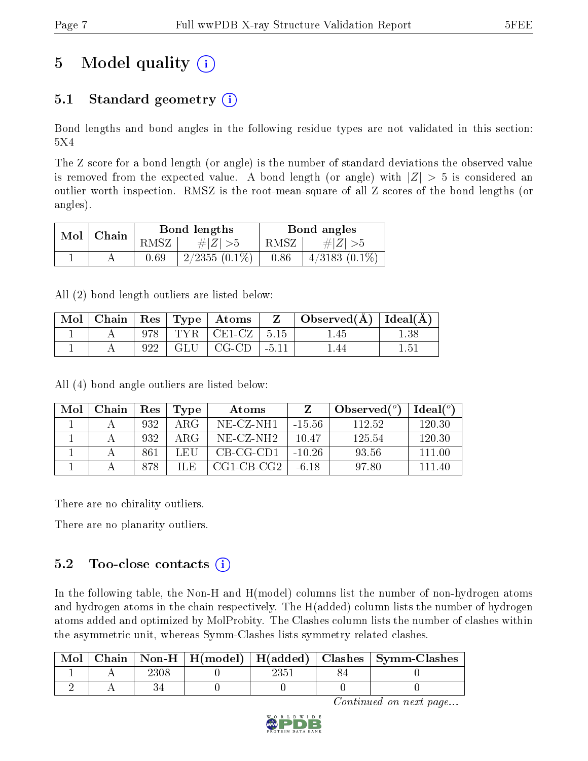# 5 Model quality (i)

## 5.1 Standard geometry (i)

Bond lengths and bond angles in the following residue types are not validated in this section: 5X4

The Z score for a bond length (or angle) is the number of standard deviations the observed value is removed from the expected value. A bond length (or angle) with $|Z| > 5$ is considered an outlier worth inspection. RMSZ is the root-mean-square of all Z scores of the bond lengths (or angles).

| Mol | Chain | Bond lengths | | Bond angles | |
|---|---|---|---|---|---|
| | | RMSZ | #$\|Z\|$ >5 | RMSZ | #$\|Z\|$ >5 |
| 1 | A | 0.69 | 2/2355 (0.1%) | 0.86 | 4/3183 (0.1%) |

All (2) bond length outliers are listed below:

| Mol | Chain | Res | Type | Atoms | Z | Observed(Å) | Ideal(Å) |
|---|---|---|---|---|---|---|---|
| 1 | A | 978 | TYR | CE1-CZ | 5.15 | 1.45 | 1.38 |
| 1 | A | 922 | GLU | CG-CD | -5.11 | 1.44 | 1.51 |

All (4) bond angle outliers are listed below:

| Mol | Chain | Res | Type | Atoms | Z | Observed(°) | Ideal(°) |
|---|---|---|---|---|---|---|---|
| 1 | A | 932 | ARG | NE-CZ-NH1 | -15.56 | 112.52 | 120.30 |
| 1 | A | 932 | ARG | NE-CZ-NH2 | 10.47 | 125.54 | 120.30 |
| 1 | A | 861 | LEU | CB-CG-CD1 | -10.26 | 93.56 | 111.00 |
| 1 | A | 878 | ILE | CG1-CB-CG2 | -6.18 | 97.80 | 111.40 |

There are no chirality outliers.

There are no planarity outliers.

## 5.2 Too-close contacts (i)

In the following table, the Non-H and H(model) columns list the number of non-hydrogen atoms and hydrogen atoms in the chain respectively. The H(added) column lists the number of hydrogen atoms added and optimized by MolProbity. The Clashes column lists the number of clashes within the asymmetric unit, whereas Symm-Clashes lists symmetry related clashes.

| Mol | Chain | Non-H | H(model) | H(added) | Clashes | Symm-Clashes |
|---|---|---|---|---|---|---|
| 1 | A | 2308 | 0 | 2351 | 84 | 0 |
| 2 | A | 34 | 0 | 0 | 0 | 0 |

*Continued on next page...*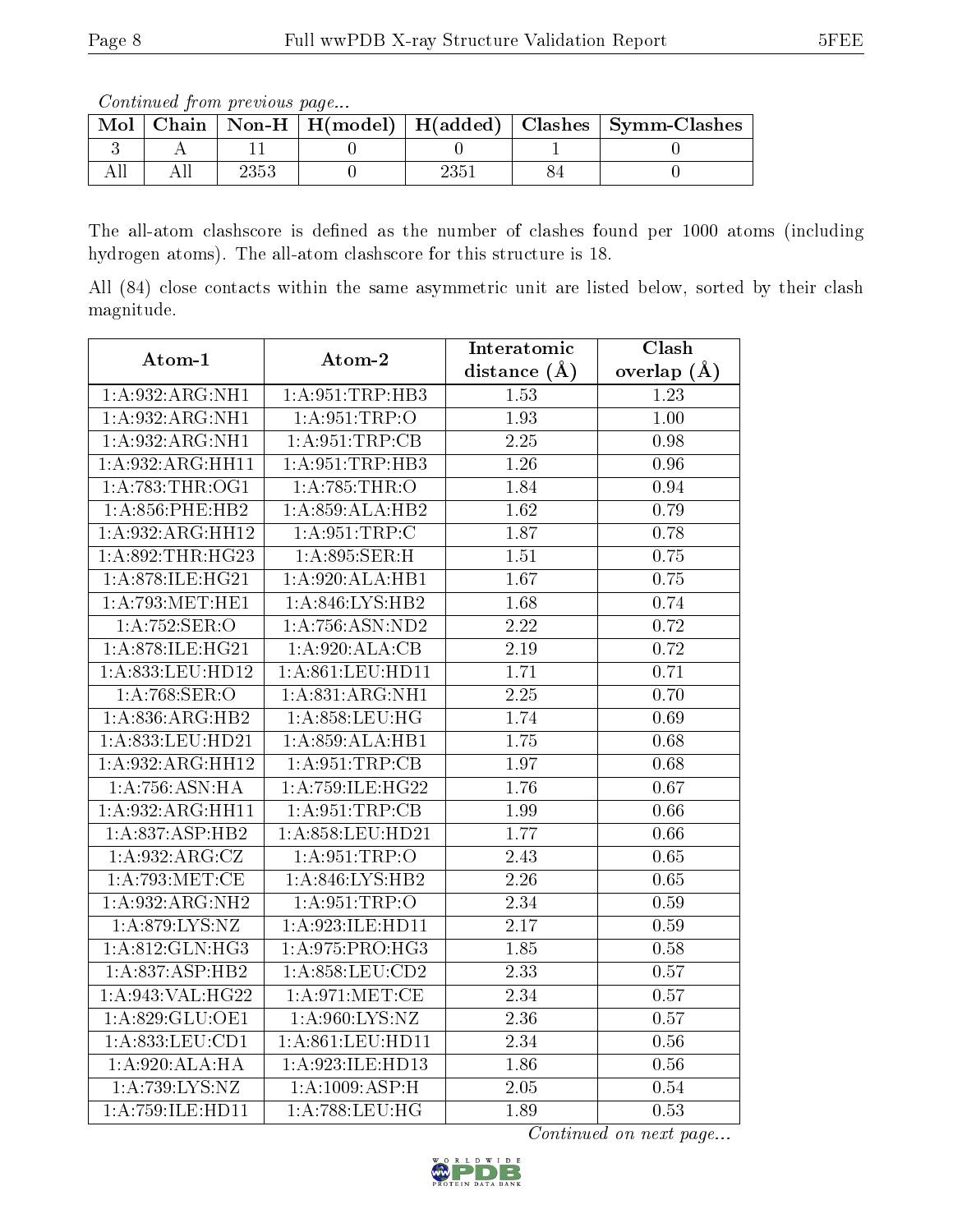*Continued from previous page...*

| Mol | Chain | Non-H | H(model) | H(added) | Clashes | Symm-Clashes |
|---|---|---|---|---|---|---|
| 3 | A | 11 | 0 | 0 | 1 | 0 |
| All | All | 2353 | 0 | 2351 | 84 | 0 |

The all-atom clashscore is defined as the number of clashes found per 1000 atoms (including hydrogen atoms). The all-atom clashscore for this structure is 18.

All (84) close contacts within the same asymmetric unit are listed below, sorted by their clash magnitude.

| Atom-1 | Atom-2 | Interatomic distance (Å) | Clash overlap (Å) |
|---|---|---|---|
| 1:A:932:ARG:NH1 | 1:A:951:TRP:HB3 | 1.53 | 1.23 |
| 1:A:932:ARG:NH1 | 1:A:951:TRP:O | 1.93 | 1.00 |
| 1:A:932:ARG:NH1 | 1:A:951:TRP:CB | 2.25 | 0.98 |
| 1:A:932:ARG:HH11 | 1:A:951:TRP:HB3 | 1.26 | 0.96 |
| 1:A:783:THR:OG1 | 1:A:785:THR:O | 1.84 | 0.94 |
| 1:A:856:PHE:HB2 | 1:A:859:ALA:HB2 | 1.62 | 0.79 |
| 1:A:932:ARG:HH12 | 1:A:951:TRP:C | 1.87 | 0.78 |
| 1:A:892:THR:HG23 | 1:A:895:SER:H | 1.51 | 0.75 |
| 1:A:878:ILE:HG21 | 1:A:920:ALA:HB1 | 1.67 | 0.75 |
| 1:A:793:MET:HE1 | 1:A:846:LYS:HB2 | 1.68 | 0.74 |
| 1:A:752:SER:O | 1:A:756:ASN:ND2 | 2.22 | 0.72 |
| 1:A:878:ILE:HG21 | 1:A:920:ALA:CB | 2.19 | 0.72 |
| 1:A:833:LEU:HD12 | 1:A:861:LEU:HD11 | 1.71 | 0.71 |
| 1:A:768:SER:O | 1:A:831:ARG:NH1 | 2.25 | 0.70 |
| 1:A:836:ARG:HB2 | 1:A:858:LEU:HG | 1.74 | 0.69 |
| 1:A:833:LEU:HD21 | 1:A:859:ALA:HB1 | 1.75 | 0.68 |
| 1:A:932:ARG:HH12 | 1:A:951:TRP:CB | 1.97 | 0.68 |
| 1:A:756:ASN:HA | 1:A:759:ILE:HG22 | 1.76 | 0.67 |
| 1:A:932:ARG:HH11 | 1:A:951:TRP:CB | 1.99 | 0.66 |
| 1:A:837:ASP:HB2 | 1:A:858:LEU:HD21 | 1.77 | 0.66 |
| 1:A:932:ARG:CZ | 1:A:951:TRP:O | 2.43 | 0.65 |
| 1:A:793:MET:CE | 1:A:846:LYS:HB2 | 2.26 | 0.65 |
| 1:A:932:ARG:NH2 | 1:A:951:TRP:O | 2.34 | 0.59 |
| 1:A:879:LYS:NZ | 1:A:923:ILE:HD11 | 2.17 | 0.59 |
| 1:A:812:GLN:HG3 | 1:A:975:PRO:HG3 | 1.85 | 0.58 |
| 1:A:837:ASP:HB2 | 1:A:858:LEU:CD2 | 2.33 | 0.57 |
| 1:A:943:VAL:HG22 | 1:A:971:MET:CE | 2.34 | 0.57 |
| 1:A:829:GLU:OE1 | 1:A:960:LYS:NZ | 2.36 | 0.57 |
| 1:A:833:LEU:CD1 | 1:A:861:LEU:HD11 | 2.34 | 0.56 |
| 1:A:920:ALA:HA | 1:A:923:ILE:HD13 | 1.86 | 0.56 |
| 1:A:739:LYS:NZ | 1:A:1009:ASP:H | 2.05 | 0.54 |
| 1:A:759:ILE:HD11 | 1:A:788:LEU:HG | 1.89 | 0.53 |

*Continued on next page...*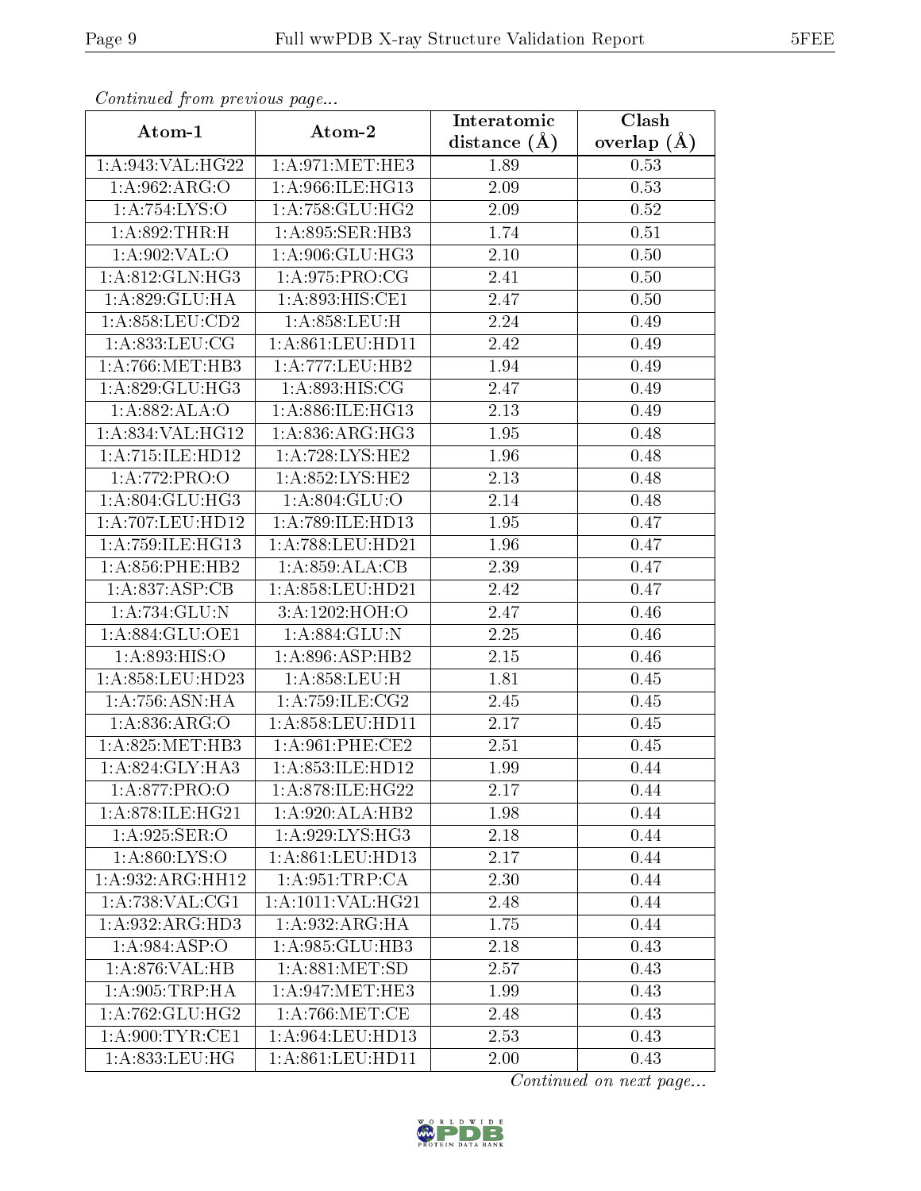*Continued from previous page...*

| Atom-1 | Atom-2 | Interatomic distance (Å) | Clash overlap (Å) |
|---|---|---|---|
| 1:A:943:VAL:HG22 | 1:A:971:MET:HE3 | 1.89 | 0.53 |
| 1:A:962:ARG:O | 1:A:966:ILE:HG13 | 2.09 | 0.53 |
| 1:A:754:LYS:O | 1:A:758:GLU:HG2 | 2.09 | 0.52 |
| 1:A:892:THR:H | 1:A:895:SER:HB3 | 1.74 | 0.51 |
| 1:A:902:VAL:O | 1:A:906:GLU:HG3 | 2.10 | 0.50 |
| 1:A:812:GLN:HG3 | 1:A:975:PRO:CG | 2.41 | 0.50 |
| 1:A:829:GLU:HA | 1:A:893:HIS:CE1 | 2.47 | 0.50 |
| 1:A:858:LEU:CD2 | 1:A:858:LEU:H | 2.24 | 0.49 |
| 1:A:833:LEU:CG | 1:A:861:LEU:HD11 | 2.42 | 0.49 |
| 1:A:766:MET:HB3 | 1:A:777:LEU:HB2 | 1.94 | 0.49 |
| 1:A:829:GLU:HG3 | 1:A:893:HIS:CG | 2.47 | 0.49 |
| 1:A:882:ALA:O | 1:A:886:ILE:HG13 | 2.13 | 0.49 |
| 1:A:834:VAL:HG12 | 1:A:836:ARG:HG3 | 1.95 | 0.48 |
| 1:A:715:ILE:HD12 | 1:A:728:LYS:HE2 | 1.96 | 0.48 |
| 1:A:772:PRO:O | 1:A:852:LYS:HE2 | 2.13 | 0.48 |
| 1:A:804:GLU:HG3 | 1:A:804:GLU:O | 2.14 | 0.48 |
| 1:A:707:LEU:HD12 | 1:A:789:ILE:HD13 | 1.95 | 0.47 |
| 1:A:759:ILE:HG13 | 1:A:788:LEU:HD21 | 1.96 | 0.47 |
| 1:A:856:PHE:HB2 | 1:A:859:ALA:CB | 2.39 | 0.47 |
| 1:A:837:ASP:CB | 1:A:858:LEU:HD21 | 2.42 | 0.47 |
| 1:A:734:GLU:N | 3:A:1202:HOH:O | 2.47 | 0.46 |
| 1:A:884:GLU:OE1 | 1:A:884:GLU:N | 2.25 | 0.46 |
| 1:A:893:HIS:O | 1:A:896:ASP:HB2 | 2.15 | 0.46 |
| 1:A:858:LEU:HD23 | 1:A:858:LEU:H | 1.81 | 0.45 |
| 1:A:756:ASN:HA | 1:A:759:ILE:CG2 | 2.45 | 0.45 |
| 1:A:836:ARG:O | 1:A:858:LEU:HD11 | 2.17 | 0.45 |
| 1:A:825:MET:HB3 | 1:A:961:PHE:CE2 | 2.51 | 0.45 |
| 1:A:824:GLY:HA3 | 1:A:853:ILE:HD12 | 1.99 | 0.44 |
| 1:A:877:PRO:O | 1:A:878:ILE:HG22 | 2.17 | 0.44 |
| 1:A:878:ILE:HG21 | 1:A:920:ALA:HB2 | 1.98 | 0.44 |
| 1:A:925:SER:O | 1:A:929:LYS:HG3 | 2.18 | 0.44 |
| 1:A:860:LYS:O | 1:A:861:LEU:HD13 | 2.17 | 0.44 |
| 1:A:932:ARG:HH12 | 1:A:951:TRP:CA | 2.30 | 0.44 |
| 1:A:738:VAL:CG1 | 1:A:1011:VAL:HG21 | 2.48 | 0.44 |
| 1:A:932:ARG:HD3 | 1:A:932:ARG:HA | 1.75 | 0.44 |
| 1:A:984:ASP:O | 1:A:985:GLU:HB3 | 2.18 | 0.43 |
| 1:A:876:VAL:HB | 1:A:881:MET:SD | 2.57 | 0.43 |
| 1:A:905:TRP:HA | 1:A:947:MET:HE3 | 1.99 | 0.43 |
| 1:A:762:GLU:HG2 | 1:A:766:MET:CE | 2.48 | 0.43 |
| 1:A:900:TYR:CE1 | 1:A:964:LEU:HD13 | 2.53 | 0.43 |
| 1:A:833:LEU:HG | 1:A:861:LEU:HD11 | 2.00 | 0.43 |

*Continued on next page...*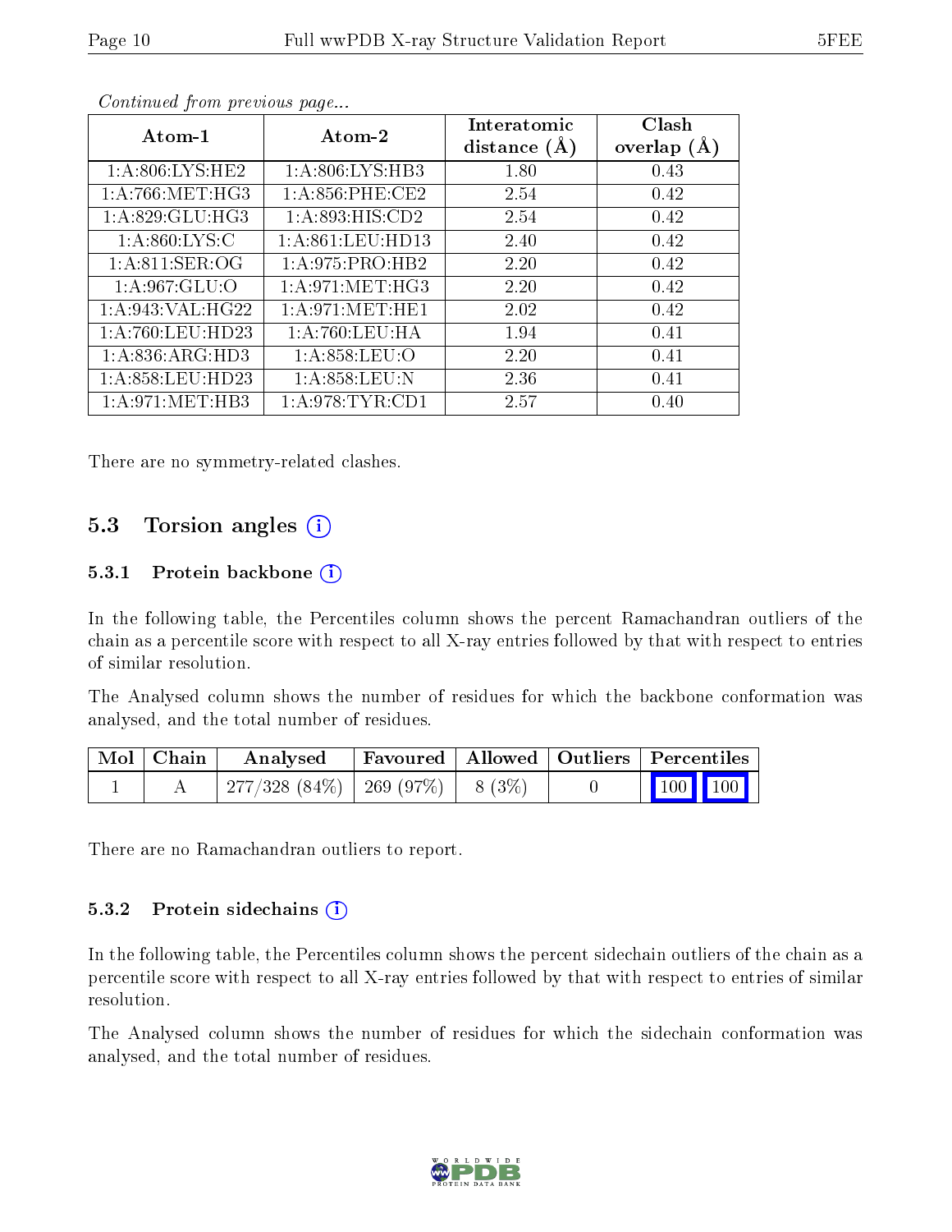*Continued from previous page...*

| Atom-1 | Atom-2 | Interatomic distance (Å) | Clash overlap (Å) |
|---|---|---|---|
| 1:A:806:LYS:HE2 | 1:A:806:LYS:HB3 | 1.80 | 0.43 |
| 1:A:766:MET:HG3 | 1:A:856:PHE:CE2 | 2.54 | 0.42 |
| 1:A:829:GLU:HG3 | 1:A:893:HIS:CD2 | 2.54 | 0.42 |
| 1:A:860:LYS:C | 1:A:861:LEU:HD13 | 2.40 | 0.42 |
| 1:A:811:SER:OG | 1:A:975:PRO:HB2 | 2.20 | 0.42 |
| 1:A:967:GLU:O | 1:A:971:MET:HG3 | 2.20 | 0.42 |
| 1:A:943:VAL:HG22 | 1:A:971:MET:HE1 | 2.02 | 0.42 |
| 1:A:760:LEU:HD23 | 1:A:760:LEU:HA | 1.94 | 0.41 |
| 1:A:836:ARG:HD3 | 1:A:858:LEU:O | 2.20 | 0.41 |
| 1:A:858:LEU:HD23 | 1:A:858:LEU:N | 2.36 | 0.41 |
| 1:A:971:MET:HB3 | 1:A:978:TYR:CD1 | 2.57 | 0.40 |

There are no symmetry-related clashes.

## 5.3 Torsion angles

### 5.3.1 Protein backbone

In the following table, the Percentiles column shows the percent Ramachandran outliers of the chain as a percentile score with respect to all X-ray entries followed by that with respect to entries of similar resolution.

The Analysed column shows the number of residues for which the backbone conformation was analysed, and the total number of residues.

| Mol | Chain | Analysed | Favoured | Allowed | Outliers | Percentiles |
|---|---|---|---|---|---|---|
| 1 | A | 277/328 (84%) | 269 (97%) | 8 (3%) | 0 | 100 100 |

There are no Ramachandran outliers to report.

### 5.3.2 Protein sidechains

In the following table, the Percentiles column shows the percent sidechain outliers of the chain as a percentile score with respect to all X-ray entries followed by that with respect to entries of similar resolution.

The Analysed column shows the number of residues for which the sidechain conformation was analysed, and the total number of residues.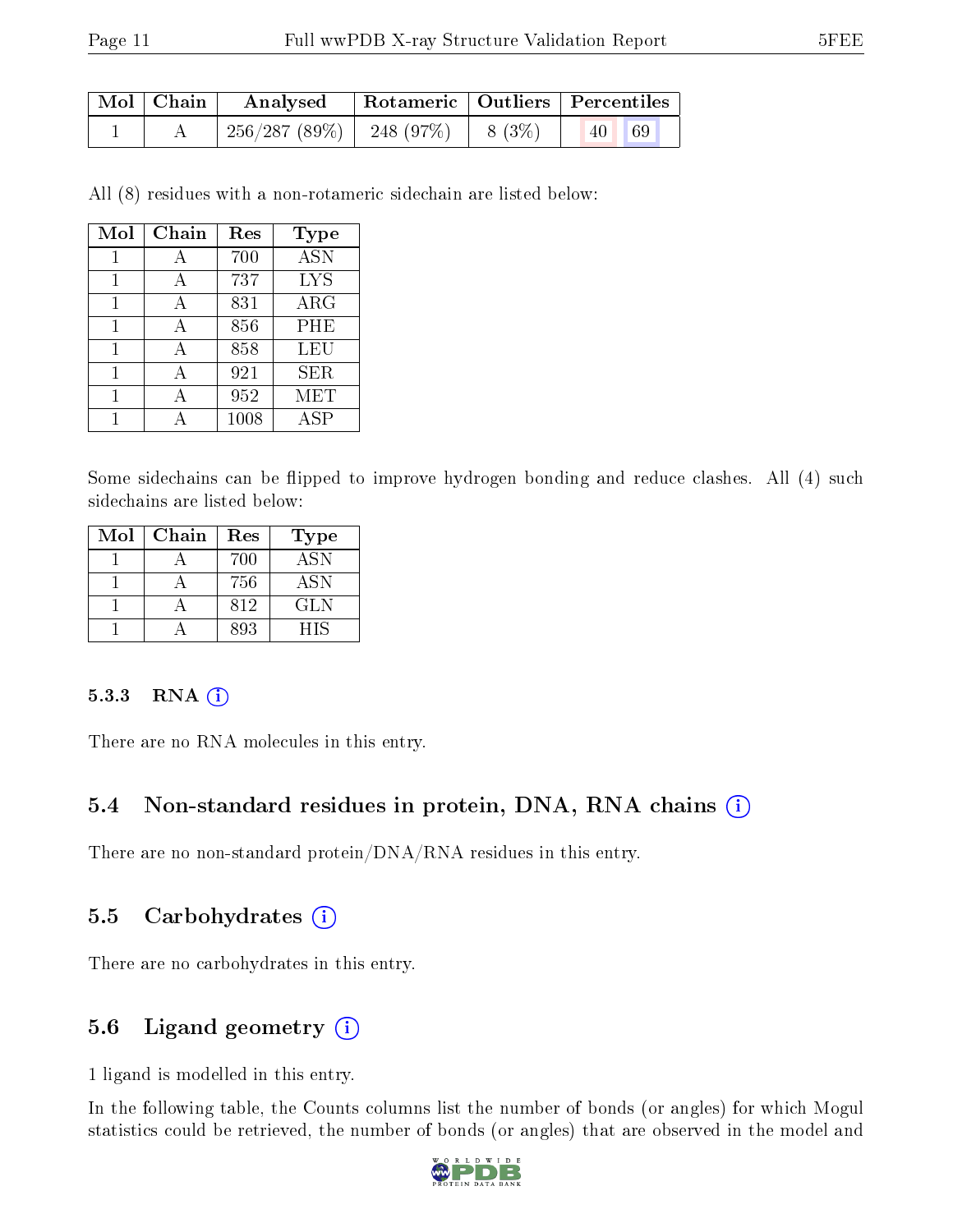| Mol | Chain | Analysed | Rotameric | Outliers | Percentiles |
|---|---|---|---|---|---|
| 1 | A | 256/287 (89%) | 248 (97%) | 8 (3%) | 40 69 |

All (8) residues with a non-rotameric sidechain are listed below:

| Mol | Chain | Res | Type |
|---|---|---|---|
| 1 | A | 700 | ASN |
| 1 | A | 737 | LYS |
| 1 | A | 831 | ARG |
| 1 | A | 856 | PHE |
| 1 | A | 858 | LEU |
| 1 | A | 921 | SER |
| 1 | A | 952 | MET |
| 1 | A | 1008 | ASP |

Some sidechains can be flipped to improve hydrogen bonding and reduce clashes. All (4) such sidechains are listed below:

| Mol | Chain | Res | Type |
|---|---|---|---|
| 1 | A | 700 | ASN |
| 1 | A | 756 | ASN |
| 1 | A | 812 | GLN |
| 1 | A | 893 | HIS |

#### 5.3.3 RNA (i)

There are no RNA molecules in this entry.

### 5.4 Non-standard residues in protein, DNA, RNA chains (i)

There are no non-standard protein/DNA/RNA residues in this entry.

### 5.5 Carbohydrates (i)

There are no carbohydrates in this entry.

### 5.6 Ligand geometry (i)

1 ligand is modelled in this entry.

In the following table, the Counts columns list the number of bonds (or angles) for which Mogul statistics could be retrieved, the number of bonds (or angles) that are observed in the model and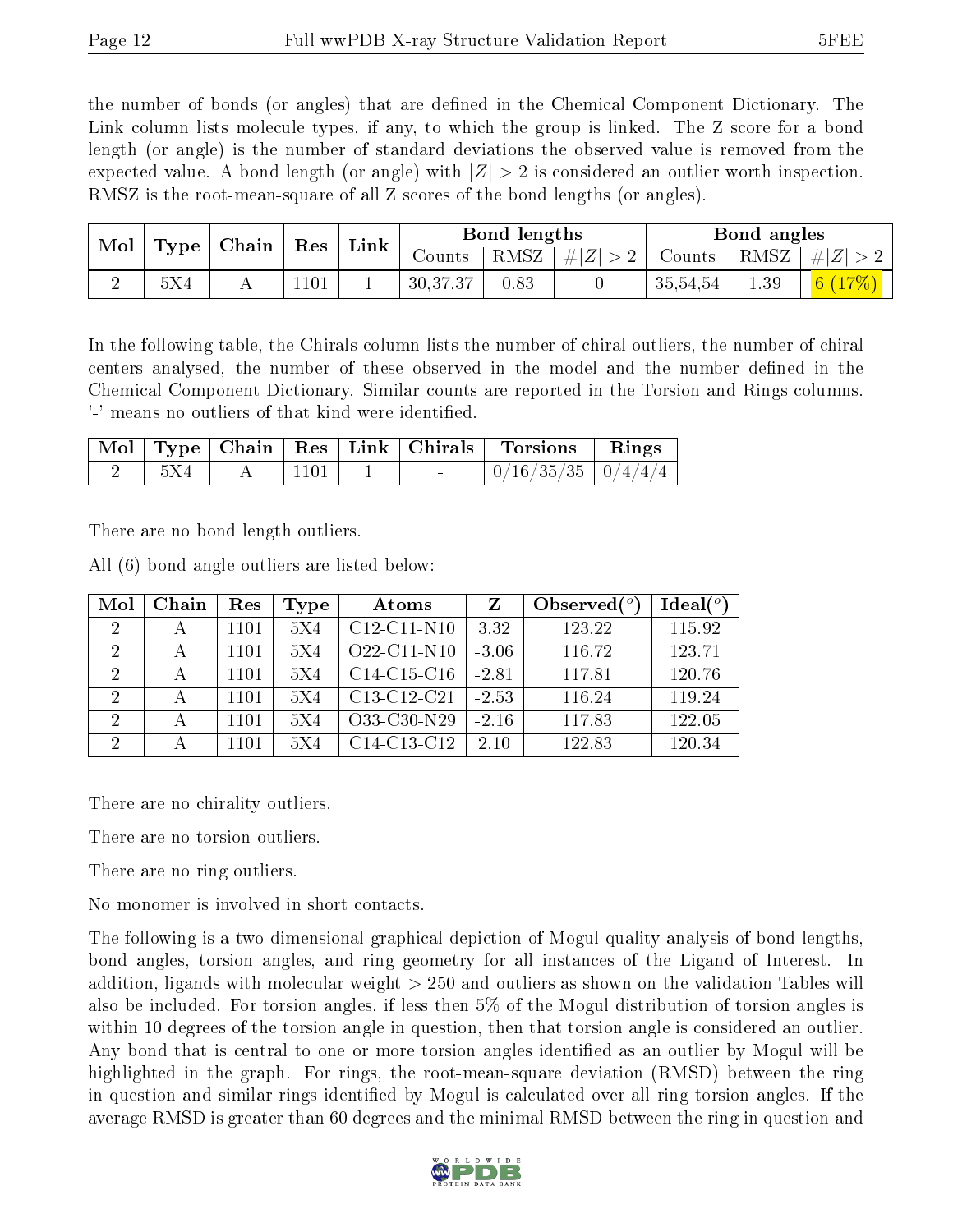the number of bonds (or angles) that are defined in the Chemical Component Dictionary. The Link column lists molecule types, if any, to which the group is linked. The Z score for a bond length (or angle) is the number of standard deviations the observed value is removed from the expected value. A bond length (or angle) with $|Z| > 2$ is considered an outlier worth inspection. RMSZ is the root-mean-square of all Z scores of the bond lengths (or angles).

| Mol | Type | Chain | Res | Link | Bond lengths | | | Bond angles | | |
|---|---|---|---|---|---|---|---|---|---|---|
| | | | | | Counts | RMSZ | $\#\|Z\| > 2$ | Counts | RMSZ | $\#\|Z\| > 2$ |
| 2 | 5X4 | A | 1101 | 1 | 30,37,37 | 0.83 | 0 | 35,54,54 | 1.39 | 6 (17%) |

In the following table, the Chirals column lists the number of chiral outliers, the number of chiral centers analysed, the number of these observed in the model and the number defined in the Chemical Component Dictionary. Similar counts are reported in the Torsion and Rings columns. '-' means no outliers of that kind were identified.

| Mol | Type | Chain | Res | Link | Chirals | Torsions | Rings |
|---|---|---|---|---|---|---|---|
| 2 | 5X4 | A | 1101 | 1 | - | 0/16/35/35 | 0/4/4/4 |

There are no bond length outliers.

All (6) bond angle outliers are listed below:

| Mol | Chain | Res | Type | Atoms | Z | Observed($^o$) | Ideal($^o$) |
|---|---|---|---|---|---|---|---|
| 2 | A | 1101 | 5X4 | C12-C11-N10 | 3.32 | 123.22 | 115.92 |
| 2 | A | 1101 | 5X4 | O22-C11-N10 | -3.06 | 116.72 | 123.71 |
| 2 | A | 1101 | 5X4 | C14-C15-C16 | -2.81 | 117.81 | 120.76 |
| 2 | A | 1101 | 5X4 | C13-C12-C21 | -2.53 | 116.24 | 119.24 |
| 2 | A | 1101 | 5X4 | O33-C30-N29 | -2.16 | 117.83 | 122.05 |
| 2 | A | 1101 | 5X4 | C14-C13-C12 | 2.10 | 122.83 | 120.34 |

There are no chirality outliers.

There are no torsion outliers.

There are no ring outliers.

No monomer is involved in short contacts.

The following is a two-dimensional graphical depiction of Mogul quality analysis of bond lengths, bond angles, torsion angles, and ring geometry for all instances of the Ligand of Interest. In addition, ligands with molecular weight > 250 and outliers as shown on the validation Tables will also be included. For torsion angles, if less then 5% of the Mogul distribution of torsion angles is within 10 degrees of the torsion angle in question, then that torsion angle is considered an outlier. Any bond that is central to one or more torsion angles identified as an outlier by Mogul will be highlighted in the graph. For rings, the root-mean-square deviation (RMSD) between the ring in question and similar rings identified by Mogul is calculated over all ring torsion angles. If the average RMSD is greater than 60 degrees and the minimal RMSD between the ring in question and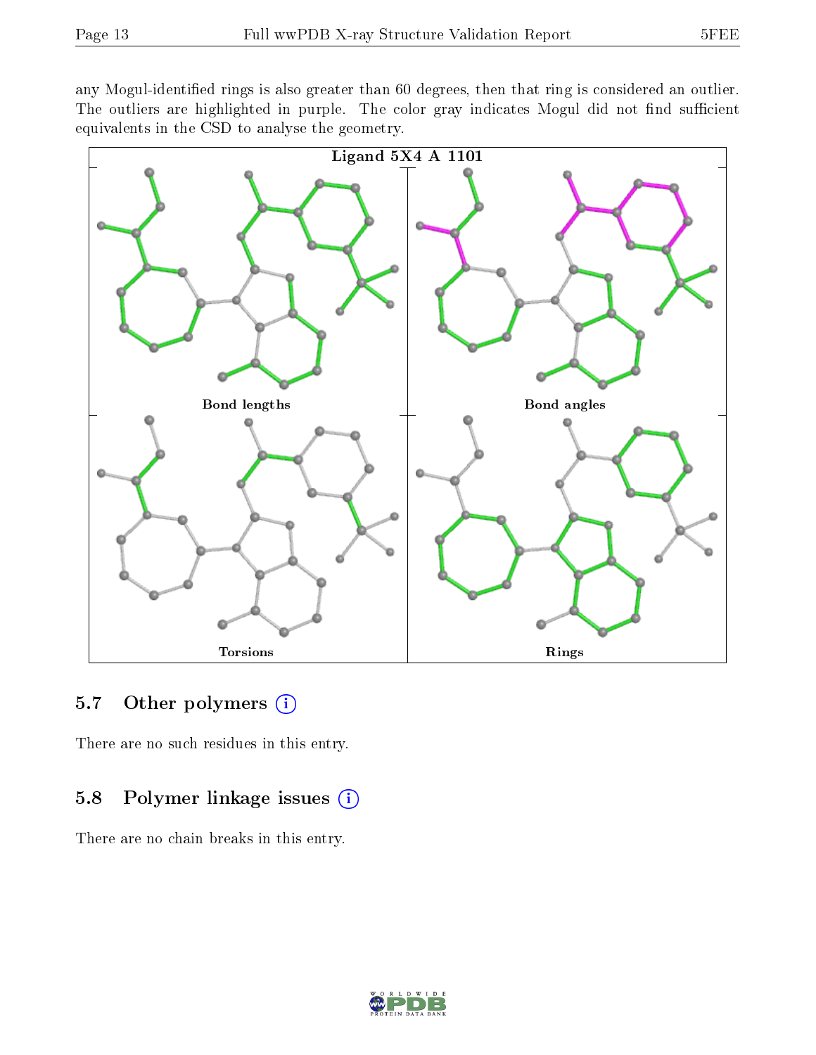any Mogul-identified rings is also greater than 60 degrees, then that ring is considered an outlier. The outliers are highlighted in purple. The color gray indicates Mogul did not find sufficient equivalents in the CSD to analyse the geometry.

Ligand 5X4 A 1101

Bond lengths

Bond angles

Torsions

Rings

## 5.7 Other polymers

There are no such residues in this entry.

## 5.8 Polymer linkage issues

There are no chain breaks in this entry.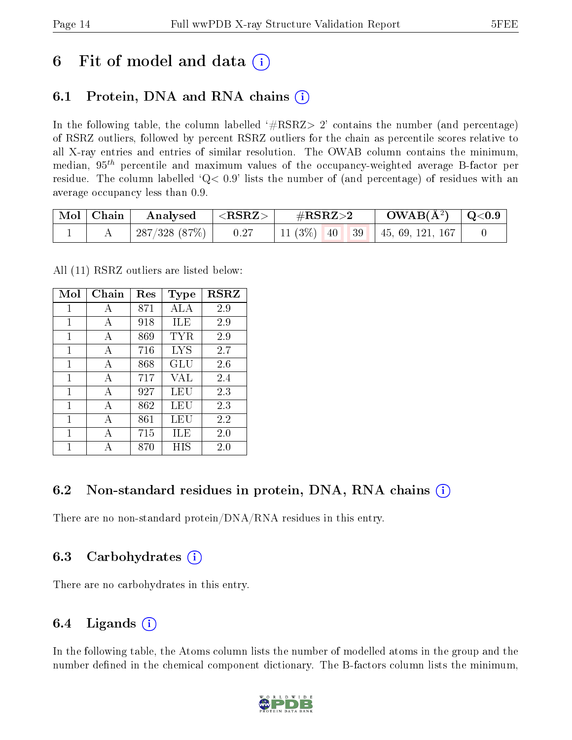# 6 Fit of model and data (i)

## 6.1 Protein, DNA and RNA chains (i)

In the following table, the column labelled '#RSRZ> 2' contains the number (and percentage) of RSRZ outliers, followed by percent RSRZ outliers for the chain as percentile scores relative to all X-ray entries and entries of similar resolution. The OWAB column contains the minimum, median, $95^{th}$ percentile and maximum values of the occupancy-weighted average B-factor per residue. The column labelled 'Q< 0.9' lists the number of (and percentage) of residues with an average occupancy less than 0.9.

| Mol | Chain | Analysed | <RSRZ> | #RSRZ>2 | | | OWAB(Å$^2$) | Q<0.9 |
|---|---|---|---|---|---|---|---|---|
| 1 | A | 287/328 (87%) | 0.27 | 11 (3%) | 40 | 39 | 45, 69, 121, 167 | 0 |

All (11) RSRZ outliers are listed below:

| Mol | Chain | Res | Type | RSRZ |
|---|---|---|---|---|
| 1 | A | 871 | ALA | 2.9 |
| 1 | A | 918 | ILE | 2.9 |
| 1 | A | 869 | TYR | 2.9 |
| 1 | A | 716 | LYS | 2.7 |
| 1 | A | 868 | GLU | 2.6 |
| 1 | A | 717 | VAL | 2.4 |
| 1 | A | 927 | LEU | 2.3 |
| 1 | A | 862 | LEU | 2.3 |
| 1 | A | 861 | LEU | 2.2 |
| 1 | A | 715 | ILE | 2.0 |
| 1 | A | 870 | HIS | 2.0 |

## 6.2 Non-standard residues in protein, DNA, RNA chains (i)

There are no non-standard protein/DNA/RNA residues in this entry.

## 6.3 Carbohydrates (i)

There are no carbohydrates in this entry.

## 6.4 Ligands (i)

In the following table, the Atoms column lists the number of modelled atoms in the group and the number defined in the chemical component dictionary. The B-factors column lists the minimum,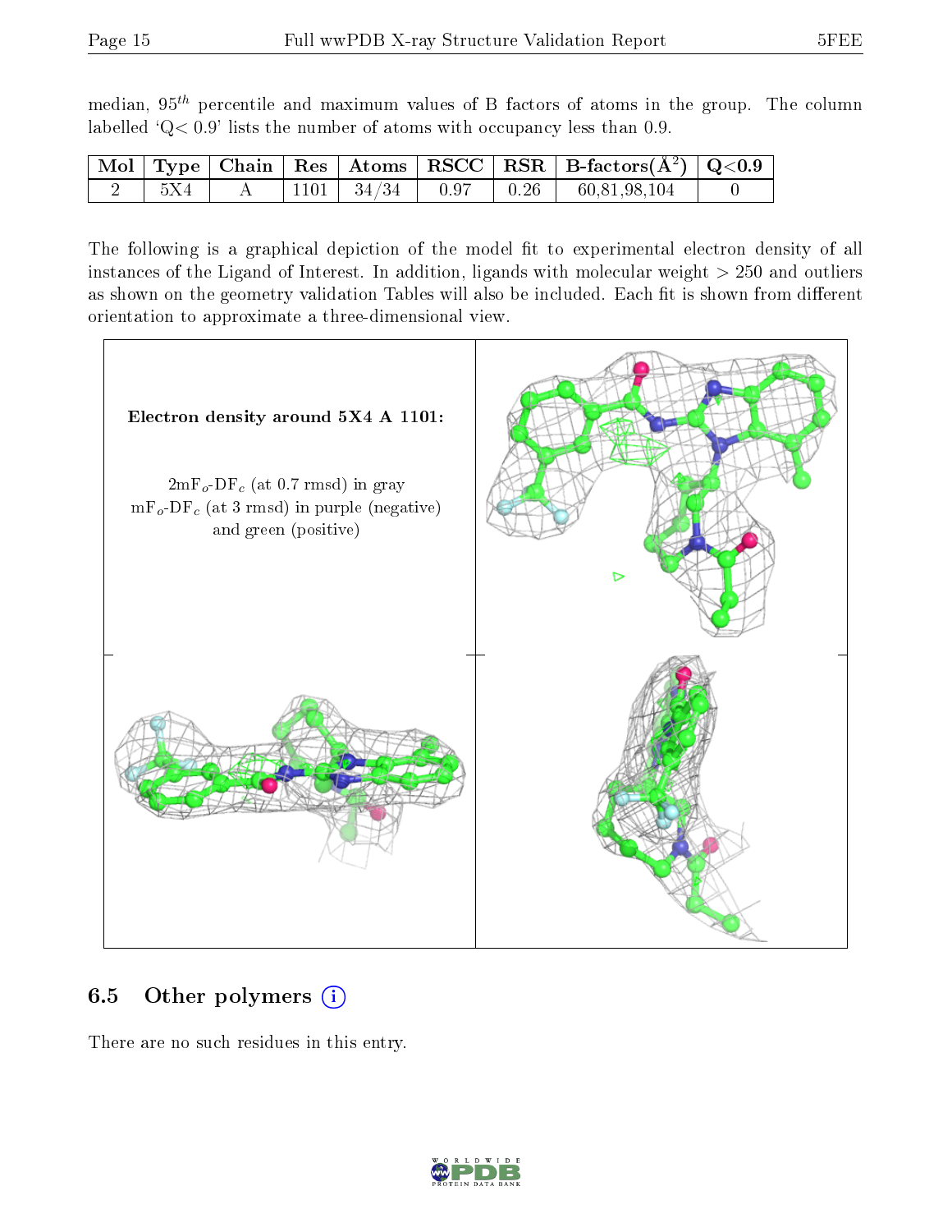median, $95^{th}$ percentile and maximum values of B factors of atoms in the group. The column labelled 'Q< 0.9' lists the number of atoms with occupancy less than 0.9.

| Mol | Type | Chain | Res | Atoms | RSCC | RSR | B-factors($\text{Å}^2$) | Q<0.9 |
|---|---|---|---|---|---|---|---|---|
| 2 | 5X4 | A | 1101 | 34/34 | 0.97 | 0.26 | 60,81,98,104 | 0 |

The following is a graphical depiction of the model fit to experimental electron density of all instances of the Ligand of Interest. In addition, ligands with molecular weight > 250 and outliers as shown on the geometry validation Tables will also be included. Each fit is shown from different orientation to approximate a three-dimensional view.

Electron density around 5X4 A 1101:

$2mF_o$-$DF_c$ (at 0.7 rmsd) in gray
$mF_o$-$DF_c$ (at 3 rmsd) in purple (negative) and green (positive)

## 6.5 Other polymers

There are no such residues in this entry.